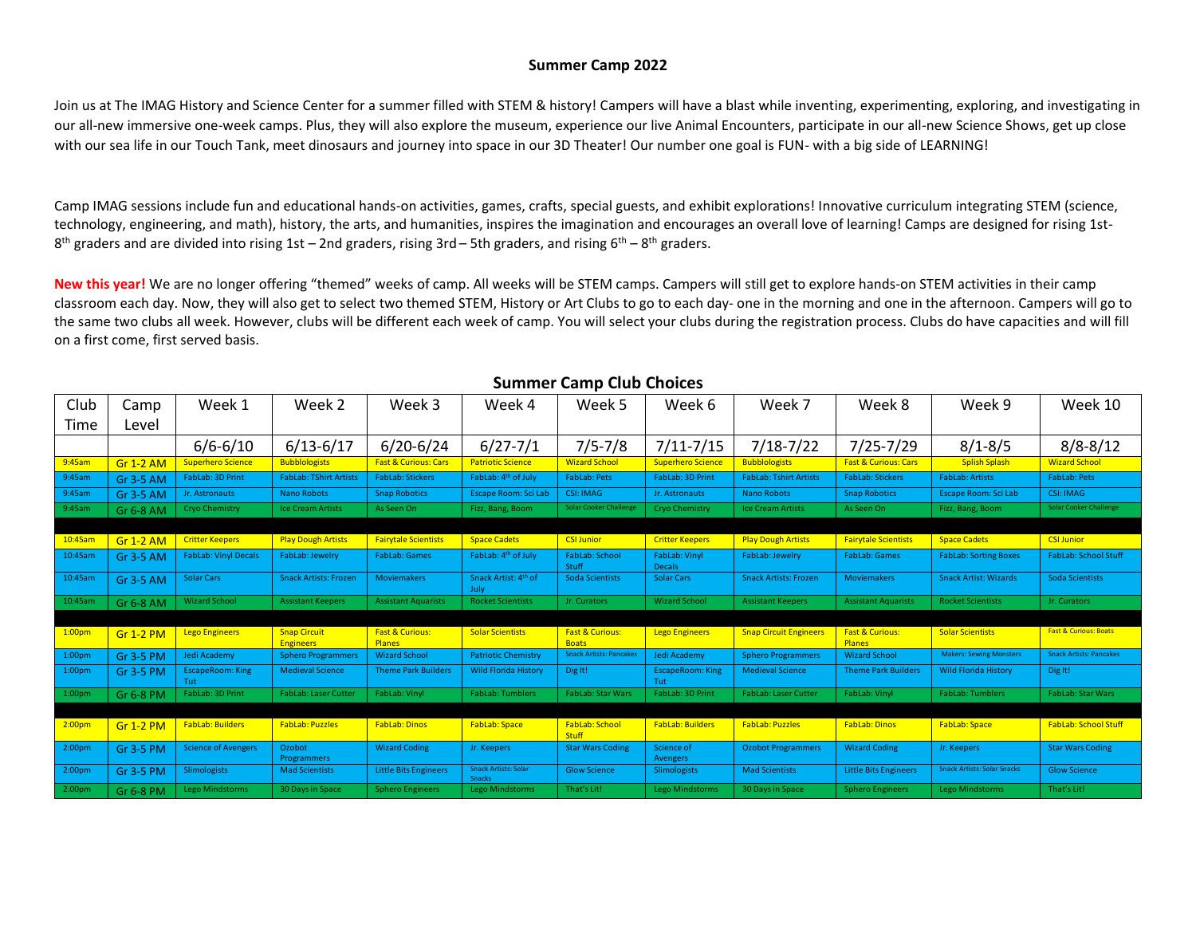## Summer Camp 2022

Join us at The IMAG History and Science Center for a summer filled with STEM & history! Campers will have a blast while inventing, experimenting, exploring, and investigating in our all-new immersive one-week camps. Plus, they will also explore the museum, experience our live Animal Encounters, participate in our all-new Science Shows, get up close with our sea life in our Touch Tank, meet dinosaurs and journey into space in our 3D Theater! Our number one goal is FUN- with a big side of LEARNING!

Camp IMAG sessions include fun and educational hands-on activities, games, crafts, special guests, and exhibit explorations! Innovative curriculum integrating STEM (science, technology, engineering, and math), history, the arts, and humanities, inspires the imagination and encourages an overall love of learning! Camps are designed for rising 1st-8th graders and are divided into rising 1st – 2nd graders, rising 3rd – 5th graders, and rising 6th – 8th graders.

**New this year!** We are no longer offering "themed" weeks of camp. All weeks will be STEM camps. Campers will still get to explore hands-on STEM activities in their camp classroom each day. Now, they will also get to select two themed STEM, History or Art Clubs to go to each day- one in the morning and one in the afternoon. Campers will go to the same two clubs all week. However, clubs will be different each week of camp. You will select your clubs during the registration process. Clubs do have capacities and will fill on a first come, first served basis.

### Summer Camp Club Choices

| Club Time | Camp Level | Week 1 | Week 2 | Week 3 | Week 4 | Week 5 | Week 6 | Week 7 | Week 8 | Week 9 | Week 10 |
|---|---|---|---|---|---|---|---|---|---|---|---|
| | | 6/6-6/10 | 6/13-6/17 | 6/20-6/24 | 6/27-7/1 | 7/5-7/8 | 7/11-7/15 | 7/18-7/22 | 7/25-7/29 | 8/1-8/5 | 8/8-8/12 |
| 9:45am | Gr 1-2 AM | Superhero Science | Bubblologists | Fast & Curious: Cars | Patriotic Science | Wizard School | Superhero Science | Bubblologists | Fast & Curious: Cars | Splish Splash | Wizard School |
| 9:45am | Gr 3-5 AM | FabLab: 3D Print | FabLab: TShirt Artists | FabLab: Stickers | FabLab: 4th of July | FabLab: Pets | FabLab: 3D Print | FabLab: Tshirt Artists | FabLab: Stickers | FabLab: Artists | FabLab: Pets |
| 9:45am | Gr 3-5 AM | Jr. Astronauts | Nano Robots | Snap Robotics | Escape Room: Sci Lab | CSI: IMAG | Jr. Astronauts | Nano Robots | Snap Robotics | Escape Room: Sci Lab | CSI: IMAG |
| 9:45am | Gr 6-8 AM | Cryo Chemistry | Ice Cream Artists | As Seen On | Fizz, Bang, Boom | Solar Cooker Challenge | Cryo Chemistry | Ice Cream Artists | As Seen On | Fizz, Bang, Boom | Solar Cooker Challenge |
| | | | | | | | | | | | |
| 10:45am | Gr 1-2 AM | Critter Keepers | Play Dough Artists | Fairytale Scientists | Space Cadets | CSI Junior | Critter Keepers | Play Dough Artists | Fairytale Scientists | Space Cadets | CSI Junior |
| 10:45am | Gr 3-5 AM | FabLab: Vinyl Decals | FabLab: Jewelry | FabLab: Games | FabLab: 4th of July | FabLab: School Stuff | FabLab: Vinyl Decals | FabLab: Jewelry | FabLab: Games | FabLab: Sorting Boxes | FabLab: School Stuff |
| 10:45am | Gr 3-5 AM | Solar Cars | Snack Artists: Frozen | Moviemakers | Snack Artist: 4th of July | Soda Scientists | Solar Cars | Snack Artists: Frozen | Moviemakers | Snack Artist: Wizards | Soda Scientists |
| 10:45am | Gr 6-8 AM | Wizard School | Assistant Keepers | Assistant Aquarists | Rocket Scientists | Jr. Curators | Wizard School | Assistant Keepers | Assistant Aquarists | Rocket Scientists | Jr. Curators |
| | | | | | | | | | | | |
| 1:00pm | Gr 1-2 PM | Lego Engineers | Snap Circuit Engineers | Fast & Curious: Planes | Solar Scientists | Fast & Curious: Boats | Lego Engineers | Snap Circuit Engineers | Fast & Curious: Planes | Solar Scientists | Fast & Curious: Boats |
| 1:00pm | Gr 3-5 PM | Jedi Academy | Sphero Programmers | Wizard School | Patriotic Chemistry | Snack Artists: Pancakes | Jedi Academy | Sphero Programmers | Wizard School | Makers: Sewing Monsters | Snack Artists: Pancakes |
| 1:00pm | Gr 3-5 PM | EscapeRoom: King Tut | Medieval Science | Theme Park Builders | Wild Florida History | Dig It! | EscapeRoom: King Tut | Medieval Science | Theme Park Builders | Wild Florida History | Dig It! |
| 1:00pm | Gr 6-8 PM | FabLab: 3D Print | FabLab: Laser Cutter | FabLab: Vinyl | FabLab: Tumblers | FabLab: Star Wars | FabLab: 3D Print | FabLab: Laser Cutter | FabLab: Vinyl | FabLab: Tumblers | FabLab: Star Wars |
| | | | | | | | | | | | |
| 2:00pm | Gr 1-2 PM | FabLab: Builders | FabLab: Puzzles | FabLab: Dinos | FabLab: Space | FabLab: School Stuff | FabLab: Builders | FabLab: Puzzles | FabLab: Dinos | FabLab: Space | FabLab: School Stuff |
| 2:00pm | Gr 3-5 PM | Science of Avengers | Ozobot Programmers | Wizard Coding | Jr. Keepers | Star Wars Coding | Science of Avengers | Ozobot Programmers | Wizard Coding | Jr. Keepers | Star Wars Coding |
| 2:00pm | Gr 3-5 PM | Slimologists | Mad Scientists | Little Bits Engineers | Snack Artists: Solar Snacks | Glow Science | Slimologists | Mad Scientists | Little Bits Engineers | Snack Artists: Solar Snacks | Glow Science |
| 2:00pm | Gr 6-8 PM | Lego Mindstorms | 30 Days in Space | Sphero Engineers | Lego Mindstorms | That's Lit! | Lego Mindstorms | 30 Days in Space | Sphero Engineers | Lego Mindstorms | That's Lit! |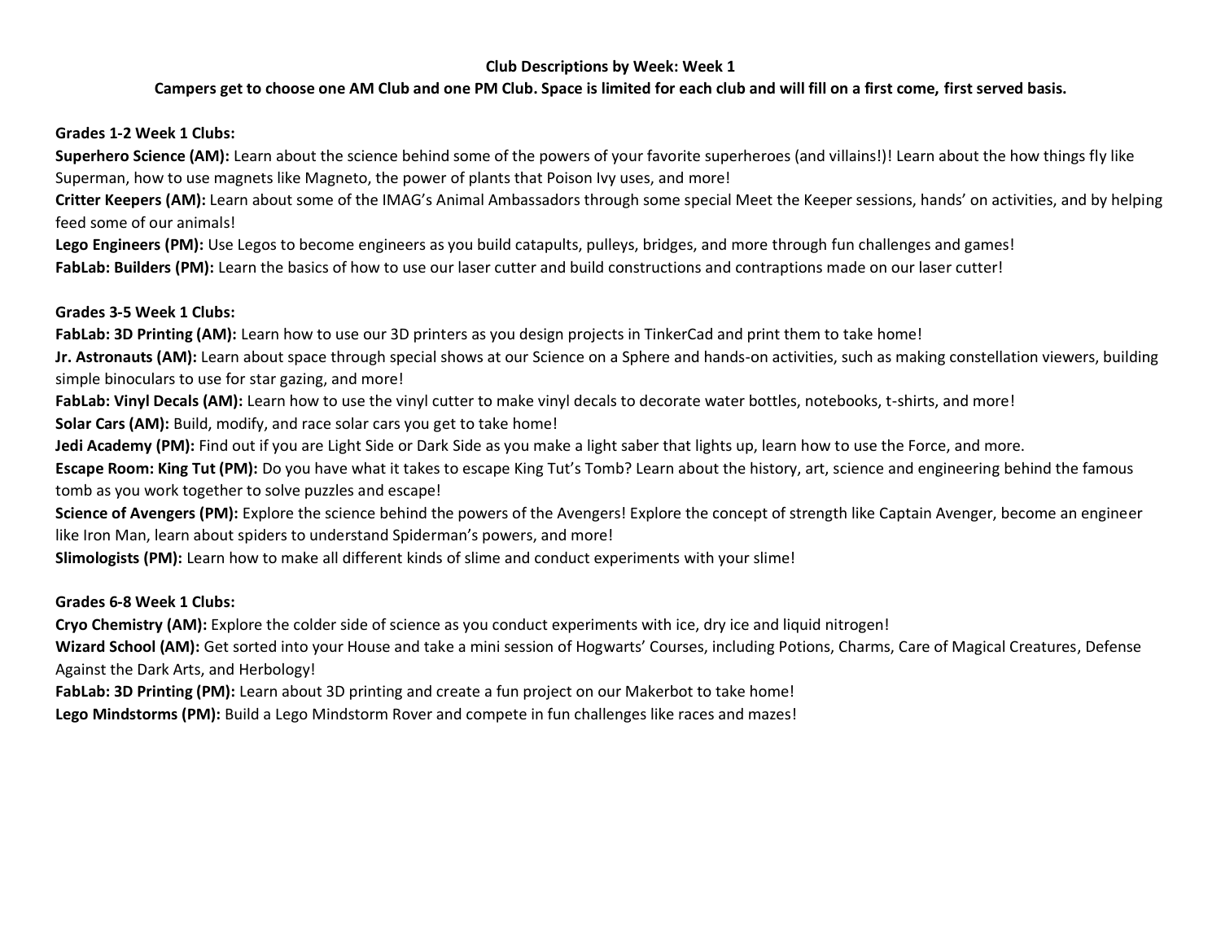**Club Descriptions by Week: Week 1**

**Campers get to choose one AM Club and one PM Club. Space is limited for each club and will fill on a first come, first served basis.**

**Grades 1-2 Week 1 Clubs:**

**Superhero Science (AM):** Learn about the science behind some of the powers of your favorite superheroes (and villains!)! Learn about the how things fly like Superman, how to use magnets like Magneto, the power of plants that Poison Ivy uses, and more!

**Critter Keepers (AM):** Learn about some of the IMAG's Animal Ambassadors through some special Meet the Keeper sessions, hands' on activities, and by helping feed some of our animals!

**Lego Engineers (PM):** Use Legos to become engineers as you build catapults, pulleys, bridges, and more through fun challenges and games!

**FabLab: Builders (PM):** Learn the basics of how to use our laser cutter and build constructions and contraptions made on our laser cutter!

**Grades 3-5 Week 1 Clubs:**

**FabLab: 3D Printing (AM):** Learn how to use our 3D printers as you design projects in TinkerCad and print them to take home!

**Jr. Astronauts (AM):** Learn about space through special shows at our Science on a Sphere and hands-on activities, such as making constellation viewers, building simple binoculars to use for star gazing, and more!

**FabLab: Vinyl Decals (AM):** Learn how to use the vinyl cutter to make vinyl decals to decorate water bottles, notebooks, t-shirts, and more!

**Solar Cars (AM):** Build, modify, and race solar cars you get to take home!

**Jedi Academy (PM):** Find out if you are Light Side or Dark Side as you make a light saber that lights up, learn how to use the Force, and more.

**Escape Room: King Tut (PM):** Do you have what it takes to escape King Tut's Tomb? Learn about the history, art, science and engineering behind the famous tomb as you work together to solve puzzles and escape!

**Science of Avengers (PM):** Explore the science behind the powers of the Avengers! Explore the concept of strength like Captain Avenger, become an engineer like Iron Man, learn about spiders to understand Spiderman's powers, and more!

**Slimologists (PM):** Learn how to make all different kinds of slime and conduct experiments with your slime!

**Grades 6-8 Week 1 Clubs:**

**Cryo Chemistry (AM):** Explore the colder side of science as you conduct experiments with ice, dry ice and liquid nitrogen!

**Wizard School (AM):** Get sorted into your House and take a mini session of Hogwarts' Courses, including Potions, Charms, Care of Magical Creatures, Defense Against the Dark Arts, and Herbology!

**FabLab: 3D Printing (PM):** Learn about 3D printing and create a fun project on our Makerbot to take home!

**Lego Mindstorms (PM):** Build a Lego Mindstorm Rover and compete in fun challenges like races and mazes!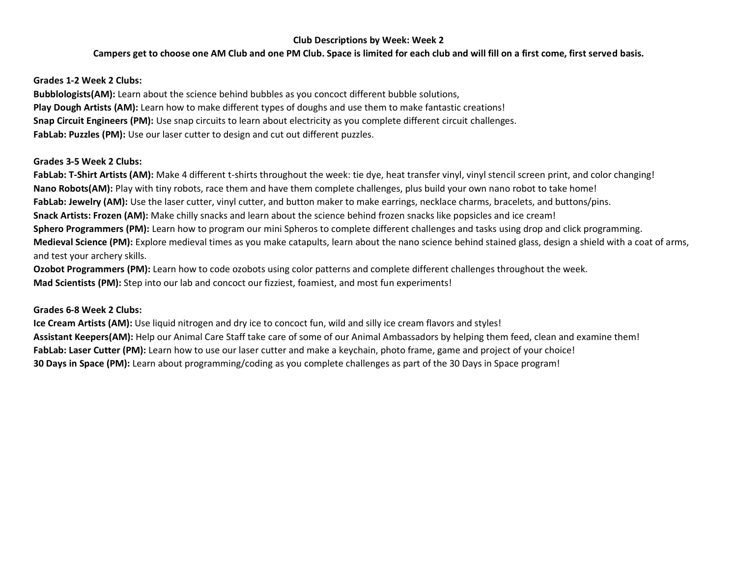**Club Descriptions by Week: Week 2**

**Campers get to choose one AM Club and one PM Club. Space is limited for each club and will fill on a first come, first served basis.**

**Grades 1-2 Week 2 Clubs:**

**Bubblologists(AM):** Learn about the science behind bubbles as you concoct different bubble solutions,
**Play Dough Artists (AM):** Learn how to make different types of doughs and use them to make fantastic creations!
**Snap Circuit Engineers (PM):** Use snap circuits to learn about electricity as you complete different circuit challenges.
**FabLab: Puzzles (PM):** Use our laser cutter to design and cut out different puzzles.

**Grades 3-5 Week 2 Clubs:**

**FabLab: T-Shirt Artists (AM):** Make 4 different t-shirts throughout the week: tie dye, heat transfer vinyl, vinyl stencil screen print, and color changing!
**Nano Robots(AM):** Play with tiny robots, race them and have them complete challenges, plus build your own nano robot to take home!
**FabLab: Jewelry (AM):** Use the laser cutter, vinyl cutter, and button maker to make earrings, necklace charms, bracelets, and buttons/pins.
**Snack Artists: Frozen (AM):** Make chilly snacks and learn about the science behind frozen snacks like popsicles and ice cream!
**Sphero Programmers (PM):** Learn how to program our mini Spheros to complete different challenges and tasks using drop and click programming.
**Medieval Science (PM):** Explore medieval times as you make catapults, learn about the nano science behind stained glass, design a shield with a coat of arms, and test your archery skills.
**Ozobot Programmers (PM):** Learn how to code ozobots using color patterns and complete different challenges throughout the week.
**Mad Scientists (PM):** Step into our lab and concoct our fizziest, foamiest, and most fun experiments!

**Grades 6-8 Week 2 Clubs:**

**Ice Cream Artists (AM):** Use liquid nitrogen and dry ice to concoct fun, wild and silly ice cream flavors and styles!
**Assistant Keepers(AM):** Help our Animal Care Staff take care of some of our Animal Ambassadors by helping them feed, clean and examine them!
**FabLab: Laser Cutter (PM):** Learn how to use our laser cutter and make a keychain, photo frame, game and project of your choice!
**30 Days in Space (PM):** Learn about programming/coding as you complete challenges as part of the 30 Days in Space program!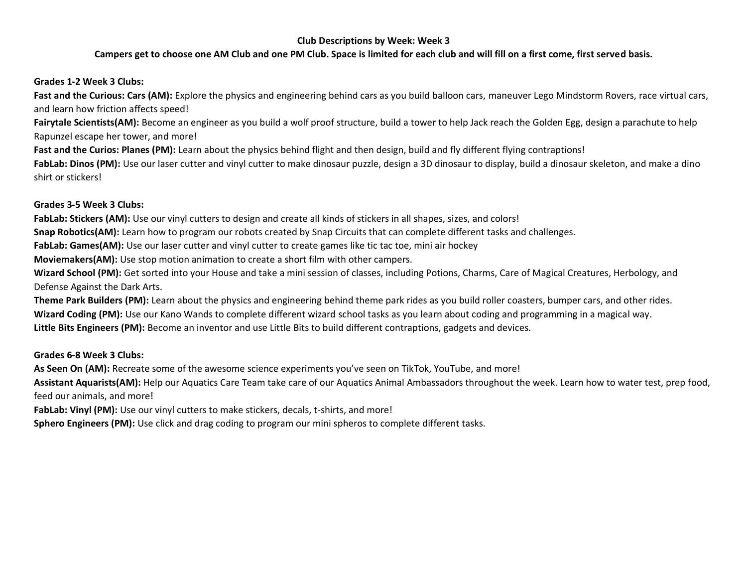**Club Descriptions by Week: Week 3**

**Campers get to choose one AM Club and one PM Club. Space is limited for each club and will fill on a first come, first served basis.**

**Grades 1-2 Week 3 Clubs:**

**Fast and the Curious: Cars (AM):** Explore the physics and engineering behind cars as you build balloon cars, maneuver Lego Mindstorm Rovers, race virtual cars, and learn how friction affects speed!

**Fairytale Scientists(AM):** Become an engineer as you build a wolf proof structure, build a tower to help Jack reach the Golden Egg, design a parachute to help Rapunzel escape her tower, and more!

**Fast and the Curios: Planes (PM):** Learn about the physics behind flight and then design, build and fly different flying contraptions!

**FabLab: Dinos (PM):** Use our laser cutter and vinyl cutter to make dinosaur puzzle, design a 3D dinosaur to display, build a dinosaur skeleton, and make a dino shirt or stickers!

**Grades 3-5 Week 3 Clubs:**

**FabLab: Stickers (AM):** Use our vinyl cutters to design and create all kinds of stickers in all shapes, sizes, and colors!

**Snap Robotics(AM):** Learn how to program our robots created by Snap Circuits that can complete different tasks and challenges.

**FabLab: Games(AM):** Use our laser cutter and vinyl cutter to create games like tic tac toe, mini air hockey

**Moviemakers(AM):** Use stop motion animation to create a short film with other campers.

**Wizard School (PM):** Get sorted into your House and take a mini session of classes, including Potions, Charms, Care of Magical Creatures, Herbology, and Defense Against the Dark Arts.

**Theme Park Builders (PM):** Learn about the physics and engineering behind theme park rides as you build roller coasters, bumper cars, and other rides.

**Wizard Coding (PM):** Use our Kano Wands to complete different wizard school tasks as you learn about coding and programming in a magical way.

**Little Bits Engineers (PM):** Become an inventor and use Little Bits to build different contraptions, gadgets and devices.

**Grades 6-8 Week 3 Clubs:**

**As Seen On (AM):** Recreate some of the awesome science experiments you've seen on TikTok, YouTube, and more!

**Assistant Aquarists(AM):** Help our Aquatics Care Team take care of our Aquatics Animal Ambassadors throughout the week. Learn how to water test, prep food, feed our animals, and more!

**FabLab: Vinyl (PM):** Use our vinyl cutters to make stickers, decals, t-shirts, and more!

**Sphero Engineers (PM):** Use click and drag coding to program our mini spheros to complete different tasks.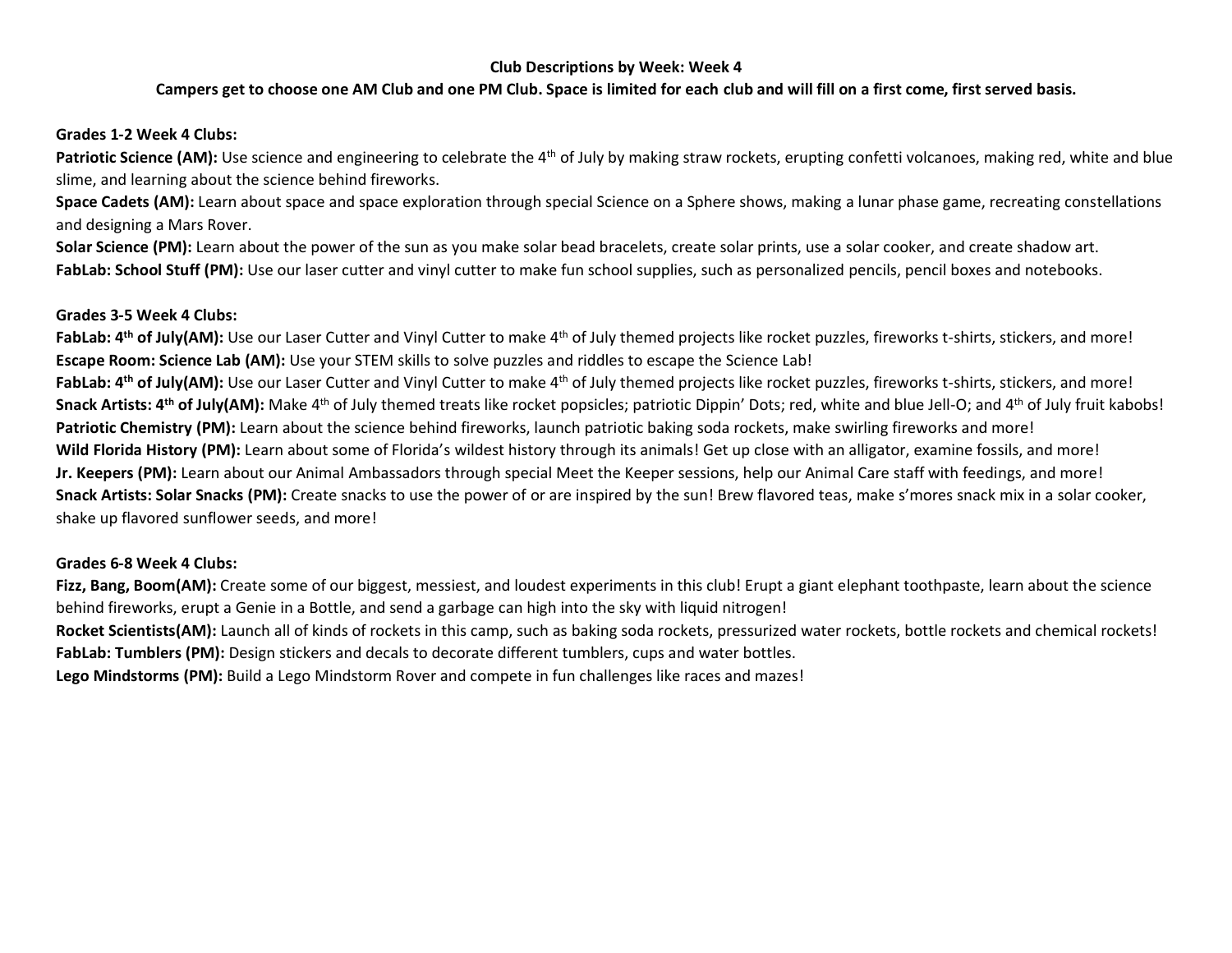**Club Descriptions by Week: Week 4**

**Campers get to choose one AM Club and one PM Club. Space is limited for each club and will fill on a first come, first served basis.**

**Grades 1-2 Week 4 Clubs:**

**Patriotic Science (AM):** Use science and engineering to celebrate the 4th of July by making straw rockets, erupting confetti volcanoes, making red, white and blue slime, and learning about the science behind fireworks.

**Space Cadets (AM):** Learn about space and space exploration through special Science on a Sphere shows, making a lunar phase game, recreating constellations and designing a Mars Rover.

**Solar Science (PM):** Learn about the power of the sun as you make solar bead bracelets, create solar prints, use a solar cooker, and create shadow art.

**FabLab: School Stuff (PM):** Use our laser cutter and vinyl cutter to make fun school supplies, such as personalized pencils, pencil boxes and notebooks.

**Grades 3-5 Week 4 Clubs:**

**FabLab: 4th of July(AM):** Use our Laser Cutter and Vinyl Cutter to make 4th of July themed projects like rocket puzzles, fireworks t-shirts, stickers, and more!

**Escape Room: Science Lab (AM):** Use your STEM skills to solve puzzles and riddles to escape the Science Lab!

**FabLab: 4th of July(AM):** Use our Laser Cutter and Vinyl Cutter to make 4th of July themed projects like rocket puzzles, fireworks t-shirts, stickers, and more!

**Snack Artists: 4th of July(AM):** Make 4th of July themed treats like rocket popsicles; patriotic Dippin' Dots; red, white and blue Jell-O; and 4th of July fruit kabobs!

**Patriotic Chemistry (PM):** Learn about the science behind fireworks, launch patriotic baking soda rockets, make swirling fireworks and more!

**Wild Florida History (PM):** Learn about some of Florida's wildest history through its animals! Get up close with an alligator, examine fossils, and more!

**Jr. Keepers (PM):** Learn about our Animal Ambassadors through special Meet the Keeper sessions, help our Animal Care staff with feedings, and more!

**Snack Artists: Solar Snacks (PM):** Create snacks to use the power of or are inspired by the sun! Brew flavored teas, make s'mores snack mix in a solar cooker, shake up flavored sunflower seeds, and more!

**Grades 6-8 Week 4 Clubs:**

**Fizz, Bang, Boom(AM):** Create some of our biggest, messiest, and loudest experiments in this club! Erupt a giant elephant toothpaste, learn about the science behind fireworks, erupt a Genie in a Bottle, and send a garbage can high into the sky with liquid nitrogen!

**Rocket Scientists(AM):** Launch all of kinds of rockets in this camp, such as baking soda rockets, pressurized water rockets, bottle rockets and chemical rockets!

**FabLab: Tumblers (PM):** Design stickers and decals to decorate different tumblers, cups and water bottles.

**Lego Mindstorms (PM):** Build a Lego Mindstorm Rover and compete in fun challenges like races and mazes!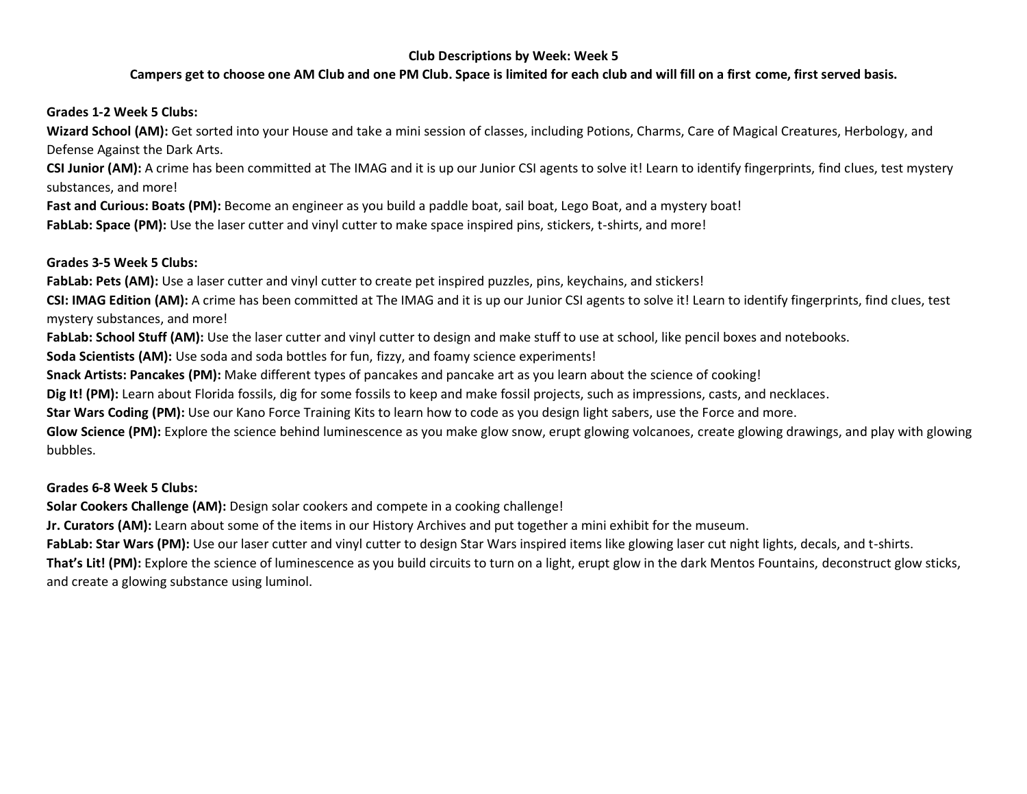**Club Descriptions by Week: Week 5**

**Campers get to choose one AM Club and one PM Club. Space is limited for each club and will fill on a first come, first served basis.**

**Grades 1-2 Week 5 Clubs:**

**Wizard School (AM):** Get sorted into your House and take a mini session of classes, including Potions, Charms, Care of Magical Creatures, Herbology, and Defense Against the Dark Arts.

**CSI Junior (AM):** A crime has been committed at The IMAG and it is up our Junior CSI agents to solve it! Learn to identify fingerprints, find clues, test mystery substances, and more!

**Fast and Curious: Boats (PM):** Become an engineer as you build a paddle boat, sail boat, Lego Boat, and a mystery boat!

**FabLab: Space (PM):** Use the laser cutter and vinyl cutter to make space inspired pins, stickers, t-shirts, and more!

**Grades 3-5 Week 5 Clubs:**

**FabLab: Pets (AM):** Use a laser cutter and vinyl cutter to create pet inspired puzzles, pins, keychains, and stickers!

**CSI: IMAG Edition (AM):** A crime has been committed at The IMAG and it is up our Junior CSI agents to solve it! Learn to identify fingerprints, find clues, test mystery substances, and more!

**FabLab: School Stuff (AM):** Use the laser cutter and vinyl cutter to design and make stuff to use at school, like pencil boxes and notebooks.

**Soda Scientists (AM):** Use soda and soda bottles for fun, fizzy, and foamy science experiments!

**Snack Artists: Pancakes (PM):** Make different types of pancakes and pancake art as you learn about the science of cooking!

**Dig It! (PM):** Learn about Florida fossils, dig for some fossils to keep and make fossil projects, such as impressions, casts, and necklaces.

**Star Wars Coding (PM):** Use our Kano Force Training Kits to learn how to code as you design light sabers, use the Force and more.

**Glow Science (PM):** Explore the science behind luminescence as you make glow snow, erupt glowing volcanoes, create glowing drawings, and play with glowing bubbles.

**Grades 6-8 Week 5 Clubs:**

**Solar Cookers Challenge (AM):** Design solar cookers and compete in a cooking challenge!

**Jr. Curators (AM):** Learn about some of the items in our History Archives and put together a mini exhibit for the museum.

**FabLab: Star Wars (PM):** Use our laser cutter and vinyl cutter to design Star Wars inspired items like glowing laser cut night lights, decals, and t-shirts.

**That's Lit! (PM):** Explore the science of luminescence as you build circuits to turn on a light, erupt glow in the dark Mentos Fountains, deconstruct glow sticks, and create a glowing substance using luminol.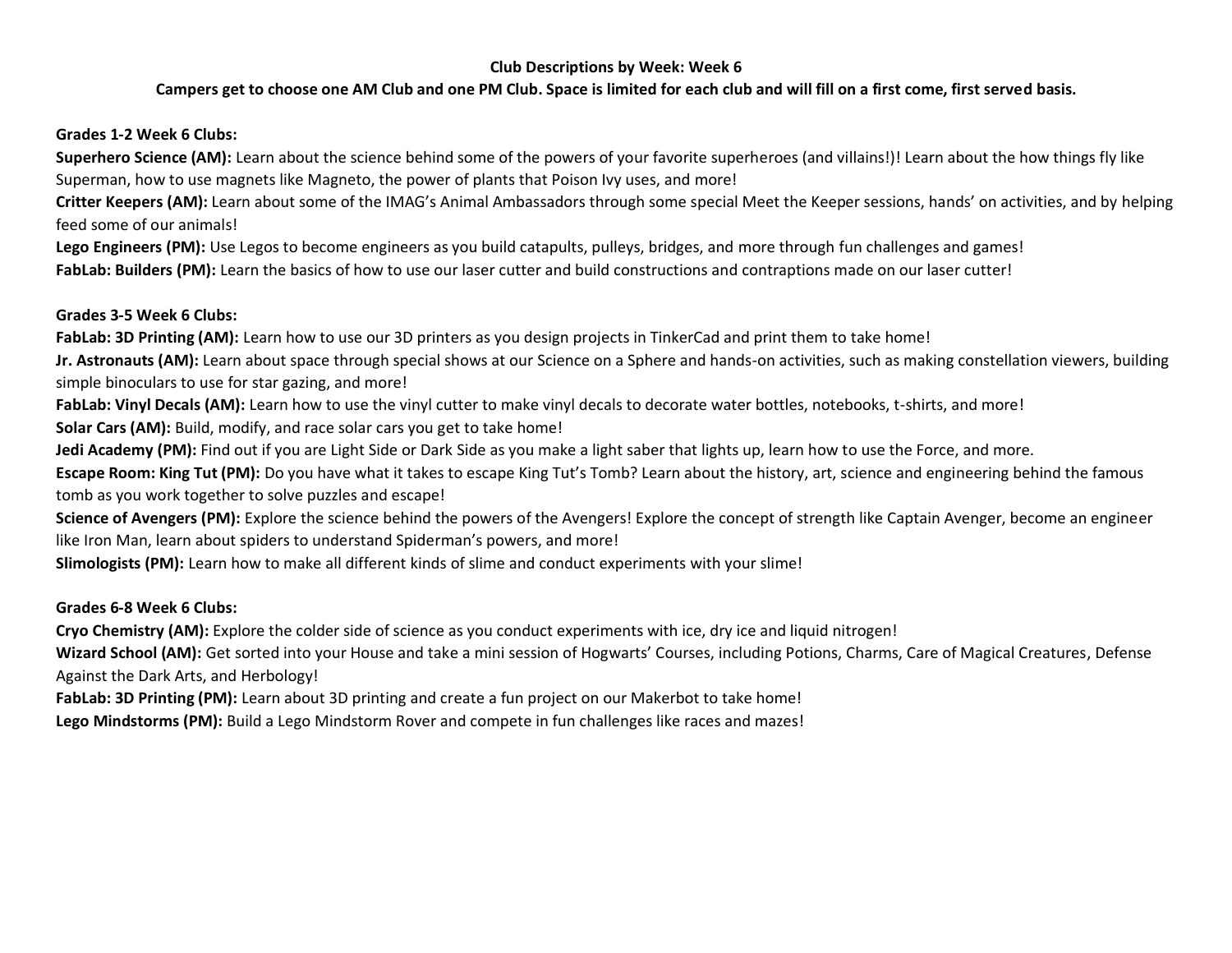**Club Descriptions by Week: Week 6**

**Campers get to choose one AM Club and one PM Club. Space is limited for each club and will fill on a first come, first served basis.**

**Grades 1-2 Week 6 Clubs:**

**Superhero Science (AM):** Learn about the science behind some of the powers of your favorite superheroes (and villains!)! Learn about the how things fly like Superman, how to use magnets like Magneto, the power of plants that Poison Ivy uses, and more!

**Critter Keepers (AM):** Learn about some of the IMAG's Animal Ambassadors through some special Meet the Keeper sessions, hands' on activities, and by helping feed some of our animals!

**Lego Engineers (PM):** Use Legos to become engineers as you build catapults, pulleys, bridges, and more through fun challenges and games!

**FabLab: Builders (PM):** Learn the basics of how to use our laser cutter and build constructions and contraptions made on our laser cutter!

**Grades 3-5 Week 6 Clubs:**

**FabLab: 3D Printing (AM):** Learn how to use our 3D printers as you design projects in TinkerCad and print them to take home!

**Jr. Astronauts (AM):** Learn about space through special shows at our Science on a Sphere and hands-on activities, such as making constellation viewers, building simple binoculars to use for star gazing, and more!

**FabLab: Vinyl Decals (AM):** Learn how to use the vinyl cutter to make vinyl decals to decorate water bottles, notebooks, t-shirts, and more!

**Solar Cars (AM):** Build, modify, and race solar cars you get to take home!

**Jedi Academy (PM):** Find out if you are Light Side or Dark Side as you make a light saber that lights up, learn how to use the Force, and more.

**Escape Room: King Tut (PM):** Do you have what it takes to escape King Tut's Tomb? Learn about the history, art, science and engineering behind the famous tomb as you work together to solve puzzles and escape!

**Science of Avengers (PM):** Explore the science behind the powers of the Avengers! Explore the concept of strength like Captain Avenger, become an engineer like Iron Man, learn about spiders to understand Spiderman's powers, and more!

**Slimologists (PM):** Learn how to make all different kinds of slime and conduct experiments with your slime!

**Grades 6-8 Week 6 Clubs:**

**Cryo Chemistry (AM):** Explore the colder side of science as you conduct experiments with ice, dry ice and liquid nitrogen!

**Wizard School (AM):** Get sorted into your House and take a mini session of Hogwarts' Courses, including Potions, Charms, Care of Magical Creatures, Defense Against the Dark Arts, and Herbology!

**FabLab: 3D Printing (PM):** Learn about 3D printing and create a fun project on our Makerbot to take home!

**Lego Mindstorms (PM):** Build a Lego Mindstorm Rover and compete in fun challenges like races and mazes!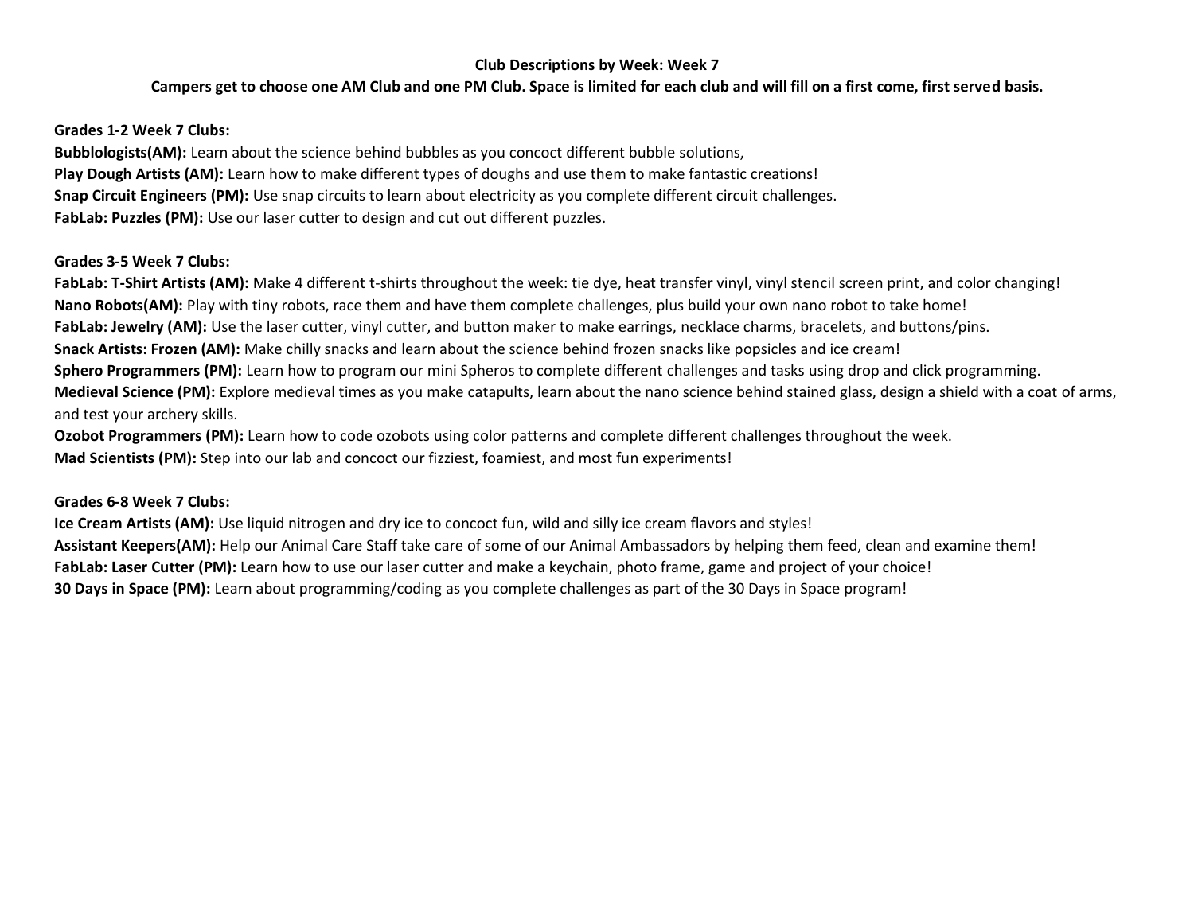## Club Descriptions by Week: Week 7

**Campers get to choose one AM Club and one PM Club. Space is limited for each club and will fill on a first come, first served basis.**

### Grades 1-2 Week 7 Clubs:

**Bubblologists(AM):** Learn about the science behind bubbles as you concoct different bubble solutions,
**Play Dough Artists (AM):** Learn how to make different types of doughs and use them to make fantastic creations!
**Snap Circuit Engineers (PM):** Use snap circuits to learn about electricity as you complete different circuit challenges.
**FabLab: Puzzles (PM):** Use our laser cutter to design and cut out different puzzles.

### Grades 3-5 Week 7 Clubs:

**FabLab: T-Shirt Artists (AM):** Make 4 different t-shirts throughout the week: tie dye, heat transfer vinyl, vinyl stencil screen print, and color changing!
**Nano Robots(AM):** Play with tiny robots, race them and have them complete challenges, plus build your own nano robot to take home!
**FabLab: Jewelry (AM):** Use the laser cutter, vinyl cutter, and button maker to make earrings, necklace charms, bracelets, and buttons/pins.
**Snack Artists: Frozen (AM):** Make chilly snacks and learn about the science behind frozen snacks like popsicles and ice cream!
**Sphero Programmers (PM):** Learn how to program our mini Spheros to complete different challenges and tasks using drop and click programming.
**Medieval Science (PM):** Explore medieval times as you make catapults, learn about the nano science behind stained glass, design a shield with a coat of arms, and test your archery skills.
**Ozobot Programmers (PM):** Learn how to code ozobots using color patterns and complete different challenges throughout the week.
**Mad Scientists (PM):** Step into our lab and concoct our fizziest, foamiest, and most fun experiments!

### Grades 6-8 Week 7 Clubs:

**Ice Cream Artists (AM):** Use liquid nitrogen and dry ice to concoct fun, wild and silly ice cream flavors and styles!
**Assistant Keepers(AM):** Help our Animal Care Staff take care of some of our Animal Ambassadors by helping them feed, clean and examine them!
**FabLab: Laser Cutter (PM):** Learn how to use our laser cutter and make a keychain, photo frame, game and project of your choice!
**30 Days in Space (PM):** Learn about programming/coding as you complete challenges as part of the 30 Days in Space program!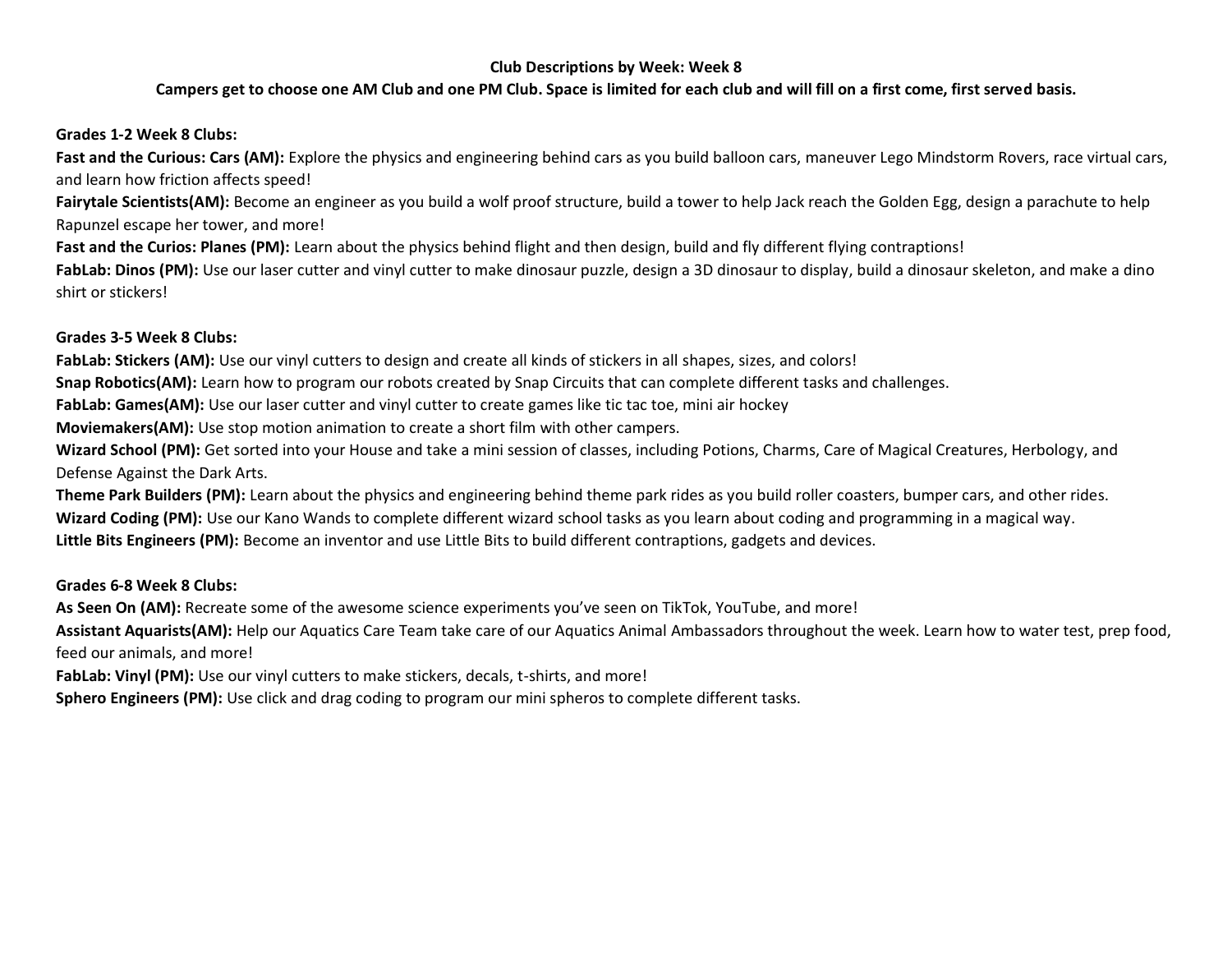**Club Descriptions by Week: Week 8**

**Campers get to choose one AM Club and one PM Club. Space is limited for each club and will fill on a first come, first served basis.**

**Grades 1-2 Week 8 Clubs:**

**Fast and the Curious: Cars (AM):** Explore the physics and engineering behind cars as you build balloon cars, maneuver Lego Mindstorm Rovers, race virtual cars, and learn how friction affects speed!

**Fairytale Scientists(AM):** Become an engineer as you build a wolf proof structure, build a tower to help Jack reach the Golden Egg, design a parachute to help Rapunzel escape her tower, and more!

**Fast and the Curios: Planes (PM):** Learn about the physics behind flight and then design, build and fly different flying contraptions!

**FabLab: Dinos (PM):** Use our laser cutter and vinyl cutter to make dinosaur puzzle, design a 3D dinosaur to display, build a dinosaur skeleton, and make a dino shirt or stickers!

**Grades 3-5 Week 8 Clubs:**

**FabLab: Stickers (AM):** Use our vinyl cutters to design and create all kinds of stickers in all shapes, sizes, and colors!

**Snap Robotics(AM):** Learn how to program our robots created by Snap Circuits that can complete different tasks and challenges.

**FabLab: Games(AM):** Use our laser cutter and vinyl cutter to create games like tic tac toe, mini air hockey

**Moviemakers(AM):** Use stop motion animation to create a short film with other campers.

**Wizard School (PM):** Get sorted into your House and take a mini session of classes, including Potions, Charms, Care of Magical Creatures, Herbology, and Defense Against the Dark Arts.

**Theme Park Builders (PM):** Learn about the physics and engineering behind theme park rides as you build roller coasters, bumper cars, and other rides.

**Wizard Coding (PM):** Use our Kano Wands to complete different wizard school tasks as you learn about coding and programming in a magical way.

**Little Bits Engineers (PM):** Become an inventor and use Little Bits to build different contraptions, gadgets and devices.

**Grades 6-8 Week 8 Clubs:**

**As Seen On (AM):** Recreate some of the awesome science experiments you've seen on TikTok, YouTube, and more!

**Assistant Aquarists(AM):** Help our Aquatics Care Team take care of our Aquatics Animal Ambassadors throughout the week. Learn how to water test, prep food, feed our animals, and more!

**FabLab: Vinyl (PM):** Use our vinyl cutters to make stickers, decals, t-shirts, and more!

**Sphero Engineers (PM):** Use click and drag coding to program our mini spheros to complete different tasks.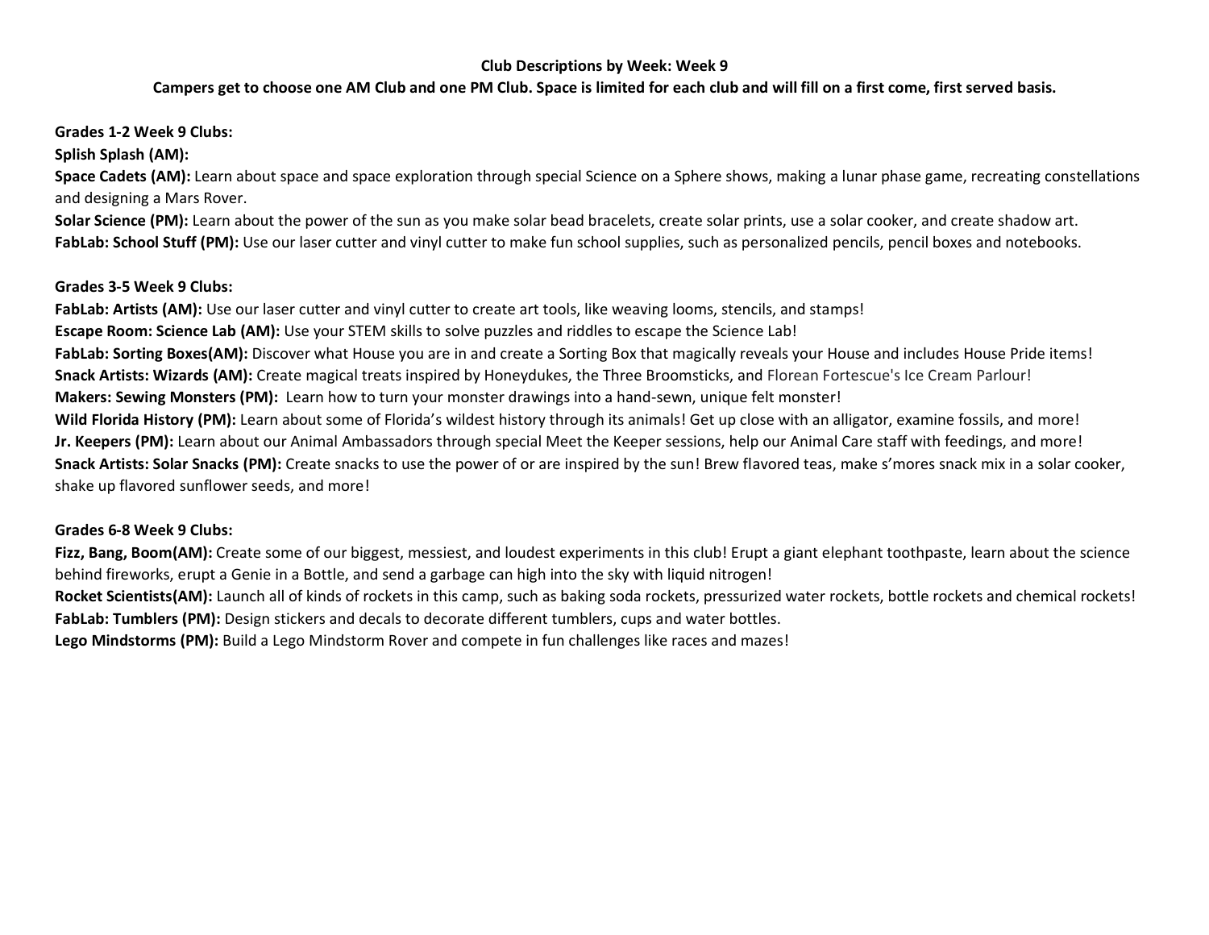**Club Descriptions by Week: Week 9**

**Campers get to choose one AM Club and one PM Club. Space is limited for each club and will fill on a first come, first served basis.**

**Grades 1-2 Week 9 Clubs:**

**Splish Splash (AM):**

**Space Cadets (AM):** Learn about space and space exploration through special Science on a Sphere shows, making a lunar phase game, recreating constellations and designing a Mars Rover.

**Solar Science (PM):** Learn about the power of the sun as you make solar bead bracelets, create solar prints, use a solar cooker, and create shadow art.

**FabLab: School Stuff (PM):** Use our laser cutter and vinyl cutter to make fun school supplies, such as personalized pencils, pencil boxes and notebooks.

**Grades 3-5 Week 9 Clubs:**

**FabLab: Artists (AM):** Use our laser cutter and vinyl cutter to create art tools, like weaving looms, stencils, and stamps!

**Escape Room: Science Lab (AM):** Use your STEM skills to solve puzzles and riddles to escape the Science Lab!

**FabLab: Sorting Boxes(AM):** Discover what House you are in and create a Sorting Box that magically reveals your House and includes House Pride items!

**Snack Artists: Wizards (AM):** Create magical treats inspired by Honeydukes, the Three Broomsticks, and Florean Fortescue's Ice Cream Parlour!

**Makers: Sewing Monsters (PM):** Learn how to turn your monster drawings into a hand-sewn, unique felt monster!

**Wild Florida History (PM):** Learn about some of Florida's wildest history through its animals! Get up close with an alligator, examine fossils, and more!

**Jr. Keepers (PM):** Learn about our Animal Ambassadors through special Meet the Keeper sessions, help our Animal Care staff with feedings, and more!

**Snack Artists: Solar Snacks (PM):** Create snacks to use the power of or are inspired by the sun! Brew flavored teas, make s'mores snack mix in a solar cooker, shake up flavored sunflower seeds, and more!

**Grades 6-8 Week 9 Clubs:**

**Fizz, Bang, Boom(AM):** Create some of our biggest, messiest, and loudest experiments in this club! Erupt a giant elephant toothpaste, learn about the science behind fireworks, erupt a Genie in a Bottle, and send a garbage can high into the sky with liquid nitrogen!

**Rocket Scientists(AM):** Launch all of kinds of rockets in this camp, such as baking soda rockets, pressurized water rockets, bottle rockets and chemical rockets!

**FabLab: Tumblers (PM):** Design stickers and decals to decorate different tumblers, cups and water bottles.

**Lego Mindstorms (PM):** Build a Lego Mindstorm Rover and compete in fun challenges like races and mazes!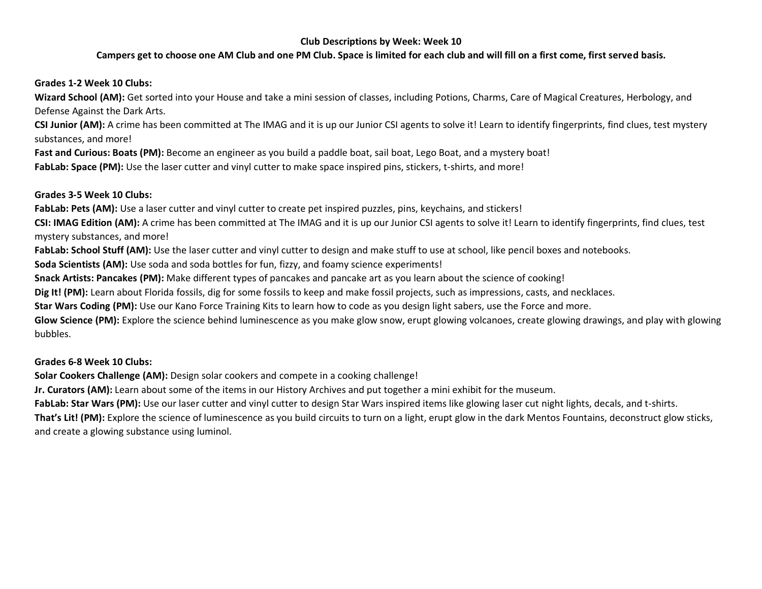**Club Descriptions by Week: Week 10**

**Campers get to choose one AM Club and one PM Club. Space is limited for each club and will fill on a first come, first served basis.**

**Grades 1-2 Week 10 Clubs:**

**Wizard School (AM):** Get sorted into your House and take a mini session of classes, including Potions, Charms, Care of Magical Creatures, Herbology, and Defense Against the Dark Arts.

**CSI Junior (AM):** A crime has been committed at The IMAG and it is up our Junior CSI agents to solve it! Learn to identify fingerprints, find clues, test mystery substances, and more!

**Fast and Curious: Boats (PM):** Become an engineer as you build a paddle boat, sail boat, Lego Boat, and a mystery boat!

**FabLab: Space (PM):** Use the laser cutter and vinyl cutter to make space inspired pins, stickers, t-shirts, and more!

**Grades 3-5 Week 10 Clubs:**

**FabLab: Pets (AM):** Use a laser cutter and vinyl cutter to create pet inspired puzzles, pins, keychains, and stickers!

**CSI: IMAG Edition (AM):** A crime has been committed at The IMAG and it is up our Junior CSI agents to solve it! Learn to identify fingerprints, find clues, test mystery substances, and more!

**FabLab: School Stuff (AM):** Use the laser cutter and vinyl cutter to design and make stuff to use at school, like pencil boxes and notebooks.

**Soda Scientists (AM):** Use soda and soda bottles for fun, fizzy, and foamy science experiments!

**Snack Artists: Pancakes (PM):** Make different types of pancakes and pancake art as you learn about the science of cooking!

**Dig It! (PM):** Learn about Florida fossils, dig for some fossils to keep and make fossil projects, such as impressions, casts, and necklaces.

**Star Wars Coding (PM):** Use our Kano Force Training Kits to learn how to code as you design light sabers, use the Force and more.

**Glow Science (PM):** Explore the science behind luminescence as you make glow snow, erupt glowing volcanoes, create glowing drawings, and play with glowing bubbles.

**Grades 6-8 Week 10 Clubs:**

**Solar Cookers Challenge (AM):** Design solar cookers and compete in a cooking challenge!

**Jr. Curators (AM):** Learn about some of the items in our History Archives and put together a mini exhibit for the museum.

**FabLab: Star Wars (PM):** Use our laser cutter and vinyl cutter to design Star Wars inspired items like glowing laser cut night lights, decals, and t-shirts.

**That's Lit! (PM):** Explore the science of luminescence as you build circuits to turn on a light, erupt glow in the dark Mentos Fountains, deconstruct glow sticks, and create a glowing substance using luminol.